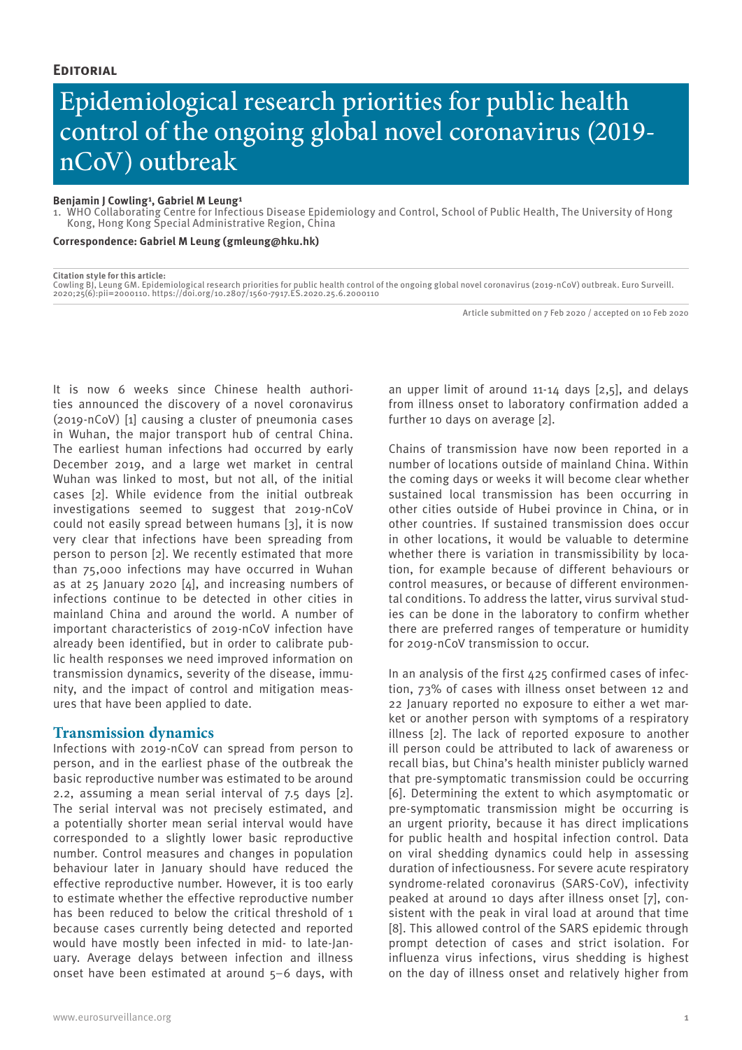**Editorial**

# Epidemiological research priorities for public health control of the ongoing global novel coronavirus (2019-nCoV) outbreak

**Benjamin J Cowling[1], Gabriel M Leung[1]**

1. WHO Collaborating Centre for Infectious Disease Epidemiology and Control, School of Public Health, The University of Hong Kong, Hong Kong Special Administrative Region, China

**Correspondence: Gabriel M Leung (gmleung@hku.hk)**

**Citation style for this article:**
Cowling BJ, Leung GM. Epidemiological research priorities for public health control of the ongoing global novel coronavirus (2019-nCoV) outbreak. Euro Surveill. 2020;25(6):pii=2000110. https://doi.org/10.2807/1560-7917.ES.2020.25.6.2000110

Article submitted on 7 Feb 2020 / accepted on 10 Feb 2020

It is now 6 weeks since Chinese health authorities announced the discovery of a novel coronavirus (2019-nCoV) [1] causing a cluster of pneumonia cases in Wuhan, the major transport hub of central China. The earliest human infections had occurred by early December 2019, and a large wet market in central Wuhan was linked to most, but not all, of the initial cases [2]. While evidence from the initial outbreak investigations seemed to suggest that 2019-nCoV could not easily spread between humans [3], it is now very clear that infections have been spreading from person to person [2]. We recently estimated that more than 75,000 infections may have occurred in Wuhan as at 25 January 2020 [4], and increasing numbers of infections continue to be detected in other cities in mainland China and around the world. A number of important characteristics of 2019-nCoV infection have already been identified, but in order to calibrate public health responses we need improved information on transmission dynamics, severity of the disease, immunity, and the impact of control and mitigation measures that have been applied to date.

## Transmission dynamics

Infections with 2019-nCoV can spread from person to person, and in the earliest phase of the outbreak the basic reproductive number was estimated to be around 2.2, assuming a mean serial interval of 7.5 days [2]. The serial interval was not precisely estimated, and a potentially shorter mean serial interval would have corresponded to a slightly lower basic reproductive number. Control measures and changes in population behaviour later in January should have reduced the effective reproductive number. However, it is too early to estimate whether the effective reproductive number has been reduced to below the critical threshold of 1 because cases currently being detected and reported would have mostly been infected in mid- to late-January. Average delays between infection and illness onset have been estimated at around 5–6 days, with an upper limit of around 11-14 days [2,5], and delays from illness onset to laboratory confirmation added a further 10 days on average [2].

Chains of transmission have now been reported in a number of locations outside of mainland China. Within the coming days or weeks it will become clear whether sustained local transmission has been occurring in other cities outside of Hubei province in China, or in other countries. If sustained transmission does occur in other locations, it would be valuable to determine whether there is variation in transmissibility by location, for example because of different behaviours or control measures, or because of different environmental conditions. To address the latter, virus survival studies can be done in the laboratory to confirm whether there are preferred ranges of temperature or humidity for 2019-nCoV transmission to occur.

In an analysis of the first 425 confirmed cases of infection, 73% of cases with illness onset between 12 and 22 January reported no exposure to either a wet market or another person with symptoms of a respiratory illness [2]. The lack of reported exposure to another ill person could be attributed to lack of awareness or recall bias, but China's health minister publicly warned that pre-symptomatic transmission could be occurring [6]. Determining the extent to which asymptomatic or pre-symptomatic transmission might be occurring is an urgent priority, because it has direct implications for public health and hospital infection control. Data on viral shedding dynamics could help in assessing duration of infectiousness. For severe acute respiratory syndrome-related coronavirus (SARS-CoV), infectivity peaked at around 10 days after illness onset [7], consistent with the peak in viral load at around that time [8]. This allowed control of the SARS epidemic through prompt detection of cases and strict isolation. For influenza virus infections, virus shedding is highest on the day of illness onset and relatively higher from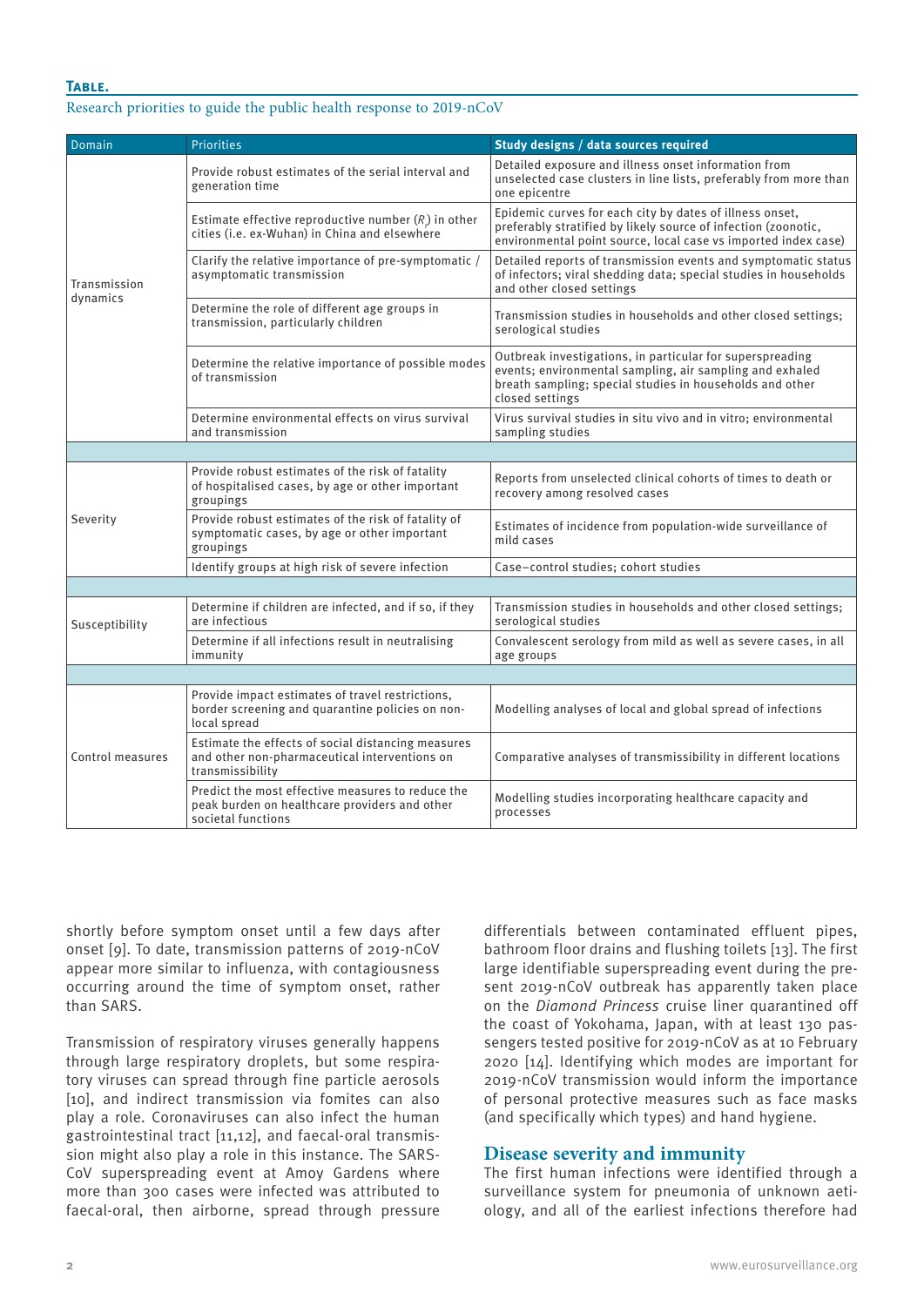**Table.**

Research priorities to guide the public health response to 2019-nCoV

| Domain | Priorities | Study designs / data sources required |
|---|---|---|
| Transmission dynamics | Provide robust estimates of the serial interval and generation time | Detailed exposure and illness onset information from unselected case clusters in line lists, preferably from more than one epicentre |
| | Estimate effective reproductive number ($R_t$) in other cities (i.e. ex-Wuhan) in China and elsewhere | Epidemic curves for each city by dates of illness onset, preferably stratified by likely source of infection (zoonotic, environmental point source, local case vs imported index case) |
| | Clarify the relative importance of pre-symptomatic / asymptomatic transmission | Detailed reports of transmission events and symptomatic status of infectors; viral shedding data; special studies in households and other closed settings |
| | Determine the role of different age groups in transmission, particularly children | Transmission studies in households and other closed settings; serological studies |
| | Determine the relative importance of possible modes of transmission | Outbreak investigations, in particular for superspreading events; environmental sampling, air sampling and exhaled breath sampling; special studies in households and other closed settings |
| | Determine environmental effects on virus survival and transmission | Virus survival studies in situ vivo and in vitro; environmental sampling studies |
| Severity | Provide robust estimates of the risk of fatality of hospitalised cases, by age or other important groupings | Reports from unselected clinical cohorts of times to death or recovery among resolved cases |
| | Provide robust estimates of the risk of fatality of symptomatic cases, by age or other important groupings | Estimates of incidence from population-wide surveillance of mild cases |
| | Identify groups at high risk of severe infection | Case–control studies; cohort studies |
| Susceptibility | Determine if children are infected, and if so, if they are infectious | Transmission studies in households and other closed settings; serological studies |
| | Determine if all infections result in neutralising immunity | Convalescent serology from mild as well as severe cases, in all age groups |
| Control measures | Provide impact estimates of travel restrictions, border screening and quarantine policies on non-local spread | Modelling analyses of local and global spread of infections |
| | Estimate the effects of social distancing measures and other non-pharmaceutical interventions on transmissibility | Comparative analyses of transmissibility in different locations |
| | Predict the most effective measures to reduce the peak burden on healthcare providers and other societal functions | Modelling studies incorporating healthcare capacity and processes |

shortly before symptom onset until a few days after onset [9]. To date, transmission patterns of 2019-nCoV appear more similar to influenza, with contagiousness occurring around the time of symptom onset, rather than SARS.

Transmission of respiratory viruses generally happens through large respiratory droplets, but some respiratory viruses can spread through fine particle aerosols [10], and indirect transmission via fomites can also play a role. Coronaviruses can also infect the human gastrointestinal tract [11,12], and faecal-oral transmission might also play a role in this instance. The SARS-CoV superspreading event at Amoy Gardens where more than 300 cases were infected was attributed to faecal-oral, then airborne, spread through pressure differentials between contaminated effluent pipes, bathroom floor drains and flushing toilets [13]. The first large identifiable superspreading event during the present 2019-nCoV outbreak has apparently taken place on the *Diamond Princess* cruise liner quarantined off the coast of Yokohama, Japan, with at least 130 passengers tested positive for 2019-nCoV as at 10 February 2020 [14]. Identifying which modes are important for 2019-nCoV transmission would inform the importance of personal protective measures such as face masks (and specifically which types) and hand hygiene.

## Disease severity and immunity

The first human infections were identified through a surveillance system for pneumonia of unknown aetiology, and all of the earliest infections therefore had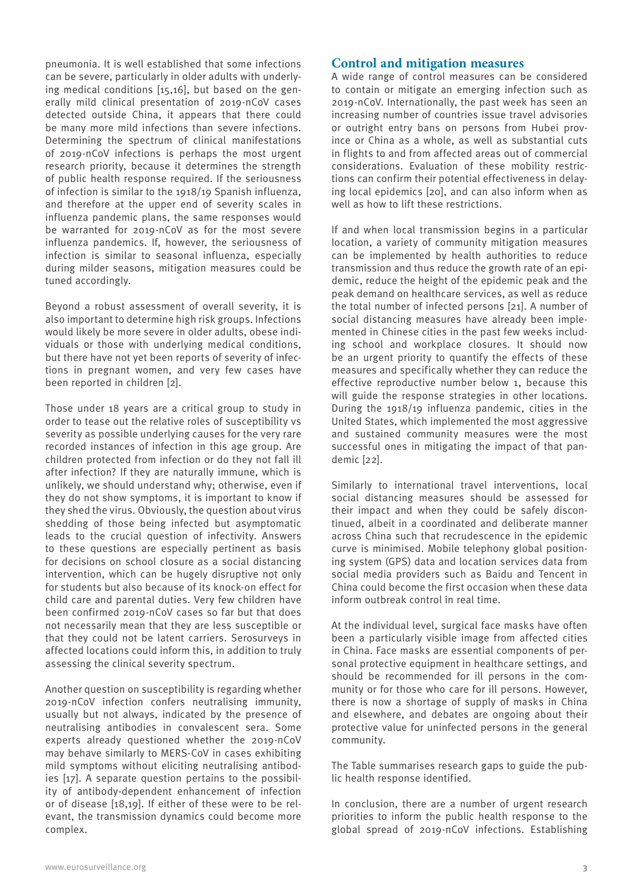pneumonia. It is well established that some infections can be severe, particularly in older adults with underlying medical conditions [15,16], but based on the generally mild clinical presentation of 2019-nCoV cases detected outside China, it appears that there could be many more mild infections than severe infections. Determining the spectrum of clinical manifestations of 2019-nCoV infections is perhaps the most urgent research priority, because it determines the strength of public health response required. If the seriousness of infection is similar to the 1918/19 Spanish influenza, and therefore at the upper end of severity scales in influenza pandemic plans, the same responses would be warranted for 2019-nCoV as for the most severe influenza pandemics. If, however, the seriousness of infection is similar to seasonal influenza, especially during milder seasons, mitigation measures could be tuned accordingly.

Beyond a robust assessment of overall severity, it is also important to determine high risk groups. Infections would likely be more severe in older adults, obese individuals or those with underlying medical conditions, but there have not yet been reports of severity of infections in pregnant women, and very few cases have been reported in children [2].

Those under 18 years are a critical group to study in order to tease out the relative roles of susceptibility vs severity as possible underlying causes for the very rare recorded instances of infection in this age group. Are children protected from infection or do they not fall ill after infection? If they are naturally immune, which is unlikely, we should understand why; otherwise, even if they do not show symptoms, it is important to know if they shed the virus. Obviously, the question about virus shedding of those being infected but asymptomatic leads to the crucial question of infectivity. Answers to these questions are especially pertinent as basis for decisions on school closure as a social distancing intervention, which can be hugely disruptive not only for students but also because of its knock-on effect for child care and parental duties. Very few children have been confirmed 2019-nCoV cases so far but that does not necessarily mean that they are less susceptible or that they could not be latent carriers. Serosurveys in affected locations could inform this, in addition to truly assessing the clinical severity spectrum.

Another question on susceptibility is regarding whether 2019-nCoV infection confers neutralising immunity, usually but not always, indicated by the presence of neutralising antibodies in convalescent sera. Some experts already questioned whether the 2019-nCoV may behave similarly to MERS-CoV in cases exhibiting mild symptoms without eliciting neutralising antibodies [17]. A separate question pertains to the possibility of antibody-dependent enhancement of infection or of disease [18,19]. If either of these were to be relevant, the transmission dynamics could become more complex.

## Control and mitigation measures

A wide range of control measures can be considered to contain or mitigate an emerging infection such as 2019-nCoV. Internationally, the past week has seen an increasing number of countries issue travel advisories or outright entry bans on persons from Hubei province or China as a whole, as well as substantial cuts in flights to and from affected areas out of commercial considerations. Evaluation of these mobility restrictions can confirm their potential effectiveness in delaying local epidemics [20], and can also inform when as well as how to lift these restrictions.

If and when local transmission begins in a particular location, a variety of community mitigation measures can be implemented by health authorities to reduce transmission and thus reduce the growth rate of an epidemic, reduce the height of the epidemic peak and the peak demand on healthcare services, as well as reduce the total number of infected persons [21]. A number of social distancing measures have already been implemented in Chinese cities in the past few weeks including school and workplace closures. It should now be an urgent priority to quantify the effects of these measures and specifically whether they can reduce the effective reproductive number below 1, because this will guide the response strategies in other locations. During the 1918/19 influenza pandemic, cities in the United States, which implemented the most aggressive and sustained community measures were the most successful ones in mitigating the impact of that pandemic [22].

Similarly to international travel interventions, local social distancing measures should be assessed for their impact and when they could be safely discontinued, albeit in a coordinated and deliberate manner across China such that recrudescence in the epidemic curve is minimised. Mobile telephony global positioning system (GPS) data and location services data from social media providers such as Baidu and Tencent in China could become the first occasion when these data inform outbreak control in real time.

At the individual level, surgical face masks have often been a particularly visible image from affected cities in China. Face masks are essential components of personal protective equipment in healthcare settings, and should be recommended for ill persons in the community or for those who care for ill persons. However, there is now a shortage of supply of masks in China and elsewhere, and debates are ongoing about their protective value for uninfected persons in the general community.

The Table summarises research gaps to guide the public health response identified.

In conclusion, there are a number of urgent research priorities to inform the public health response to the global spread of 2019-nCoV infections. Establishing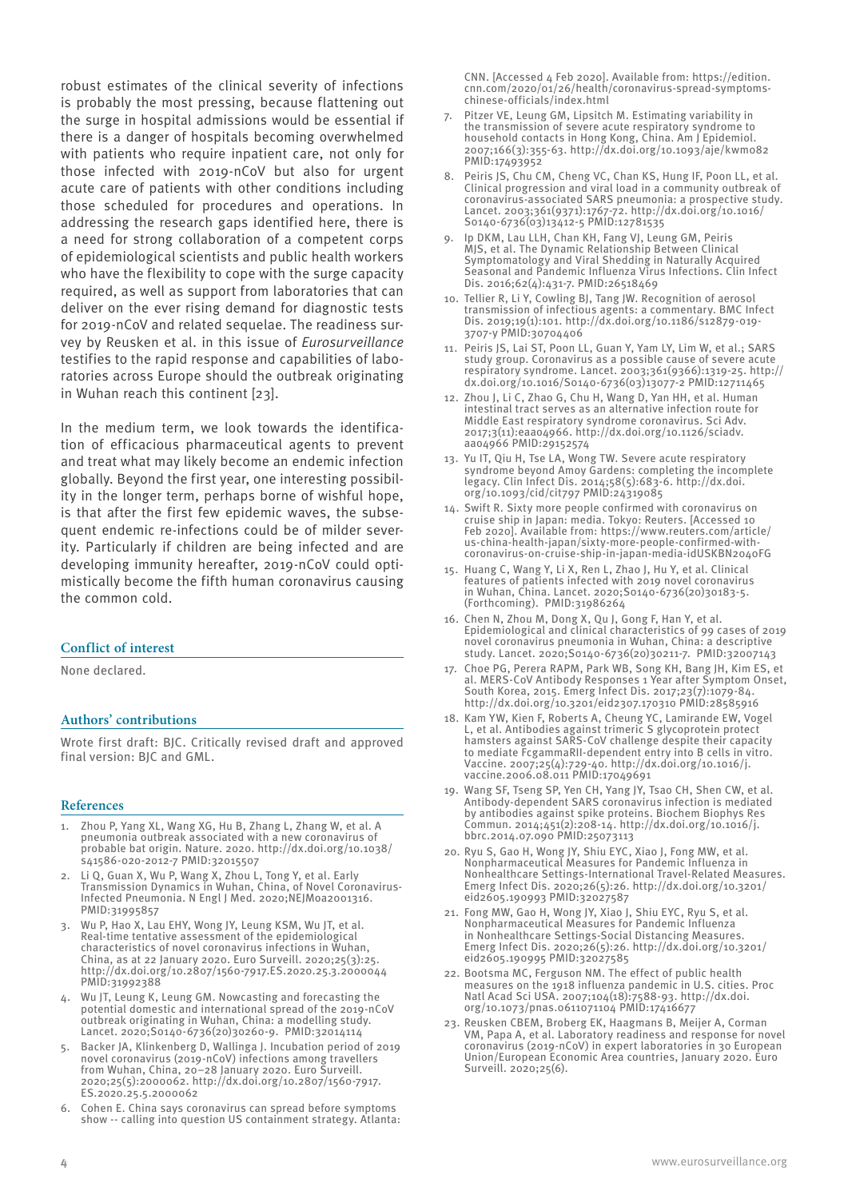robust estimates of the clinical severity of infections is probably the most pressing, because flattening out the surge in hospital admissions would be essential if there is a danger of hospitals becoming overwhelmed with patients who require inpatient care, not only for those infected with 2019-nCoV but also for urgent acute care of patients with other conditions including those scheduled for procedures and operations. In addressing the research gaps identified here, there is a need for strong collaboration of a competent corps of epidemiological scientists and public health workers who have the flexibility to cope with the surge capacity required, as well as support from laboratories that can deliver on the ever rising demand for diagnostic tests for 2019-nCoV and related sequelae. The readiness survey by Reusken et al. in this issue of *Eurosurveillance* testifies to the rapid response and capabilities of laboratories across Europe should the outbreak originating in Wuhan reach this continent [23].

In the medium term, we look towards the identification of efficacious pharmaceutical agents to prevent and treat what may likely become an endemic infection globally. Beyond the first year, one interesting possibility in the longer term, perhaps borne of wishful hope, is that after the first few epidemic waves, the subsequent endemic re-infections could be of milder severity. Particularly if children are being infected and are developing immunity hereafter, 2019-nCoV could optimistically become the fifth human coronavirus causing the common cold.

## Conflict of interest

None declared.

## Authors' contributions

Wrote first draft: BJC. Critically revised draft and approved final version: BJC and GML.

## References

1. Zhou P, Yang XL, Wang XG, Hu B, Zhang L, Zhang W, et al. A pneumonia outbreak associated with a new coronavirus of probable bat origin. Nature. 2020. http://dx.doi.org/10.1038/s41586-020-2012-7 PMID:32015507
2. Li Q, Guan X, Wu P, Wang X, Zhou L, Tong Y, et al. Early Transmission Dynamics in Wuhan, China, of Novel Coronavirus-Infected Pneumonia. N Engl J Med. 2020;NEJMoa2001316. PMID:31995857
3. Wu P, Hao X, Lau EHY, Wong JY, Leung KSM, Wu JT, et al. Real-time tentative assessment of the epidemiological characteristics of novel coronavirus infections in Wuhan, China, as at 22 January 2020. Euro Surveill. 2020;25(3):25. http://dx.doi.org/10.2807/1560-7917.ES.2020.25.3.2000044 PMID:31992388
4. Wu JT, Leung K, Leung GM. Nowcasting and forecasting the potential domestic and international spread of the 2019-nCoV outbreak originating in Wuhan, China: a modelling study. Lancet. 2020;S0140-6736(20)30260-9. PMID:32014114
5. Backer JA, Klinkenberg D, Wallinga J. Incubation period of 2019 novel coronavirus (2019-nCoV) infections among travellers from Wuhan, China, 20–28 January 2020. Euro Surveill. 2020;25(5):2000062. http://dx.doi.org/10.2807/1560-7917.ES.2020.25.5.2000062
6. Cohen E. China says coronavirus can spread before symptoms show -- calling into question US containment strategy. Atlanta: CNN. [Accessed 4 Feb 2020]. Available from: https://edition.cnn.com/2020/01/26/health/coronavirus-spread-symptoms-chinese-officials/index.html
7. Pitzer VE, Leung GM, Lipsitch M. Estimating variability in the transmission of severe acute respiratory syndrome to household contacts in Hong Kong, China. Am J Epidemiol. 2007;166(3):355-63. http://dx.doi.org/10.1093/aje/kwm082 PMID:17493952
8. Peiris JS, Chu CM, Cheng VC, Chan KS, Hung IF, Poon LL, et al. Clinical progression and viral load in a community outbreak of coronavirus-associated SARS pneumonia: a prospective study. Lancet. 2003;361(9371):1767-72. http://dx.doi.org/10.1016/S0140-6736(03)13412-5 PMID:12781535
9. Ip DKM, Lau LLH, Chan KH, Fang VJ, Leung GM, Peiris MJS, et al. The Dynamic Relationship Between Clinical Symptomatology and Viral Shedding in Naturally Acquired Seasonal and Pandemic Influenza Virus Infections. Clin Infect Dis. 2016;62(4):431-7. PMID:26518469
10. Tellier R, Li Y, Cowling BJ, Tang JW. Recognition of aerosol transmission of infectious agents: a commentary. BMC Infect Dis. 2019;19(1):101. http://dx.doi.org/10.1186/s12879-019-3707-y PMID:30704406
11. Peiris JS, Lai ST, Poon LL, Guan Y, Yam LY, Lim W, et al.; SARS study group. Coronavirus as a possible cause of severe acute respiratory syndrome. Lancet. 2003;361(9366):1319-25. http://dx.doi.org/10.1016/S0140-6736(03)13077-2 PMID:12711465
12. Zhou J, Li C, Zhao G, Chu H, Wang D, Yan HH, et al. Human intestinal tract serves as an alternative infection route for Middle East respiratory syndrome coronavirus. Sci Adv. 2017;3(11):eaao4966. http://dx.doi.org/10.1126/sciadv.aao4966 PMID:29152574
13. Yu IT, Qiu H, Tse LA, Wong TW. Severe acute respiratory syndrome beyond Amoy Gardens: completing the incomplete legacy. Clin Infect Dis. 2014;58(5):683-6. http://dx.doi.org/10.1093/cid/cit797 PMID:24319085
14. Swift R. Sixty more people confirmed with coronavirus on cruise ship in Japan: media. Tokyo: Reuters. [Accessed 10 Feb 2020]. Available from: https://www.reuters.com/article/us-china-health-japan/sixty-more-people-confirmed-with-coronavirus-on-cruise-ship-in-japan-media-idUSKBN2040FG
15. Huang C, Wang Y, Li X, Ren L, Zhao J, Hu Y, et al. Clinical features of patients infected with 2019 novel coronavirus in Wuhan, China. Lancet. 2020;S0140-6736(20)30183-5. (Forthcoming). PMID:31986264
16. Chen N, Zhou M, Dong X, Qu J, Gong F, Han Y, et al. Epidemiological and clinical characteristics of 99 cases of 2019 novel coronavirus pneumonia in Wuhan, China: a descriptive study. Lancet. 2020;S0140-6736(20)30211-7. PMID:32007143
17. Choe PG, Perera RAPM, Park WB, Song KH, Bang JH, Kim ES, et al. MERS-CoV Antibody Responses 1 Year after Symptom Onset, South Korea, 2015. Emerg Infect Dis. 2017;23(7):1079-84. http://dx.doi.org/10.3201/eid2307.170310 PMID:28585916
18. Kam YW, Kien F, Roberts A, Cheung YC, Lamirande EW, Vogel L, et al. Antibodies against trimeric S glycoprotein protect hamsters against SARS-CoV challenge despite their capacity to mediate FcgammaRII-dependent entry into B cells in vitro. Vaccine. 2007;25(4):729-40. http://dx.doi.org/10.1016/j.vaccine.2006.08.011 PMID:17049691
19. Wang SF, Tseng SP, Yen CH, Yang JY, Tsao CH, Shen CW, et al. Antibody-dependent SARS coronavirus infection is mediated by antibodies against spike proteins. Biochem Biophys Res Commun. 2014;451(2):208-14. http://dx.doi.org/10.1016/j.bbrc.2014.07.090 PMID:25073113
20. Ryu S, Gao H, Wong JY, Shiu EYC, Xiao J, Fong MW, et al. Nonpharmaceutical Measures for Pandemic Influenza in Nonhealthcare Settings-International Travel-Related Measures. Emerg Infect Dis. 2020;26(5):26. http://dx.doi.org/10.3201/eid2605.190993 PMID:32027587
21. Fong MW, Gao H, Wong JY, Xiao J, Shiu EYC, Ryu S, et al. Nonpharmaceutical Measures for Pandemic Influenza in Nonhealthcare Settings-Social Distancing Measures. Emerg Infect Dis. 2020;26(5):26. http://dx.doi.org/10.3201/eid2605.190995 PMID:32027585
22. Bootsma MC, Ferguson NM. The effect of public health measures on the 1918 influenza pandemic in U.S. cities. Proc Natl Acad Sci USA. 2007;104(18):7588-93. http://dx.doi.org/10.1073/pnas.0611071104 PMID:17416677
23. Reusken CBEM, Broberg EK, Haagmans B, Meijer A, Corman VM, Papa A, et al. Laboratory readiness and response for novel coronavirus (2019-nCoV) in expert laboratories in 30 European Union/European Economic Area countries, January 2020. Euro Surveill. 2020;25(6).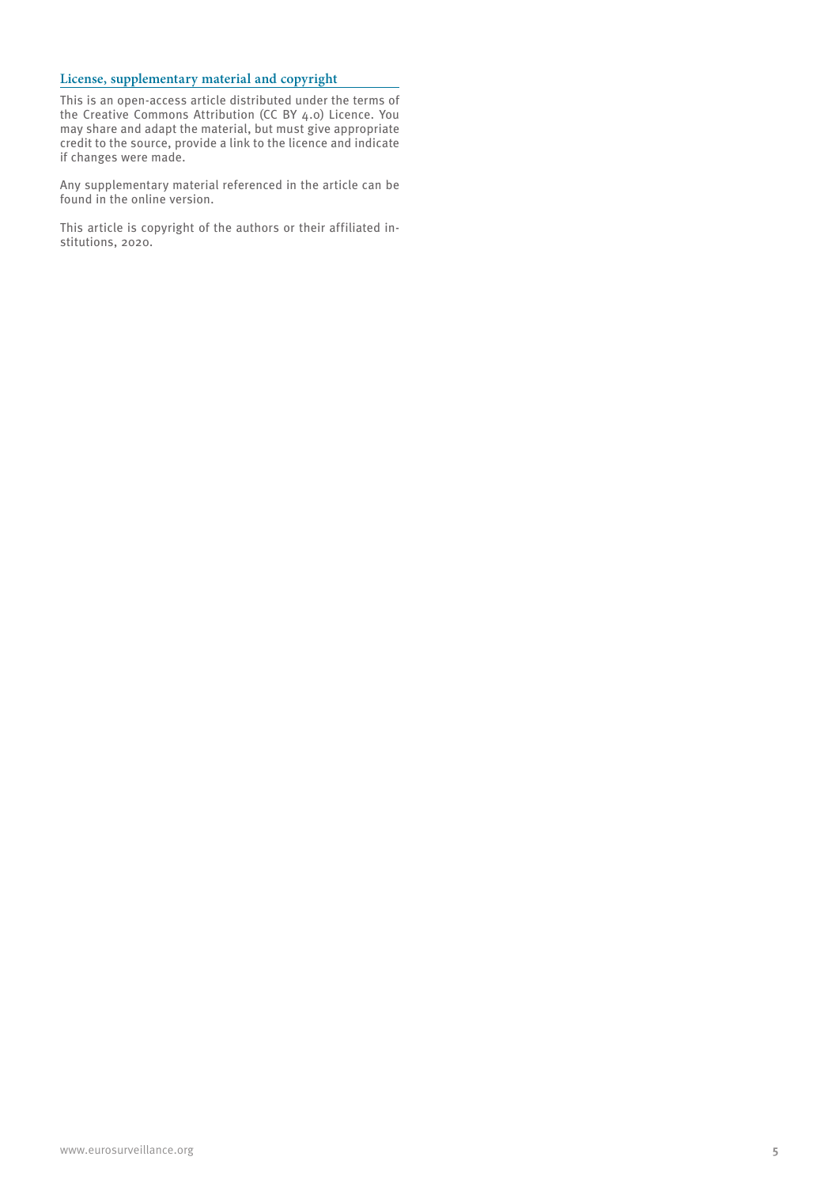### License, supplementary material and copyright

This is an open-access article distributed under the terms of the Creative Commons Attribution (CC BY 4.0) Licence. You may share and adapt the material, but must give appropriate credit to the source, provide a link to the licence and indicate if changes were made.

Any supplementary material referenced in the article can be found in the online version.

This article is copyright of the authors or their affiliated institutions, 2020.